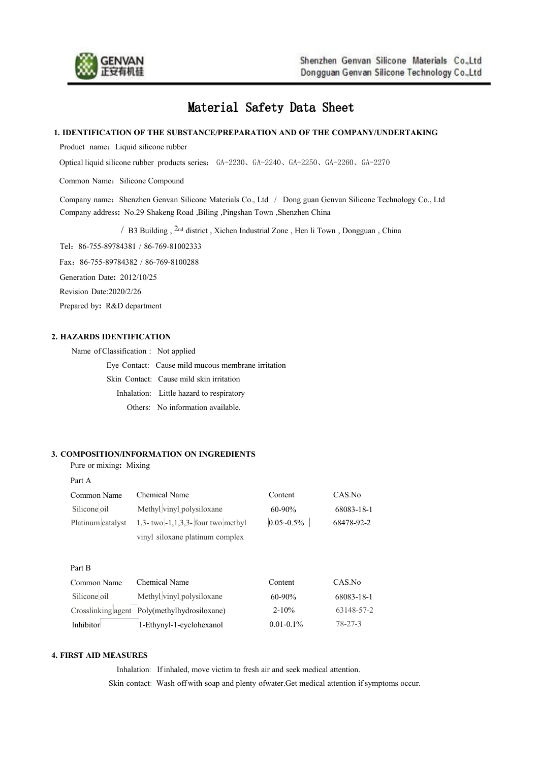# Material Safety Data Sheet

## 1. IDENTIFICATION OF THE SUBSTANCE/PREPARATION AND OF THE COMPANY/UNDERTAKING

Product name：Liquid silicone rubber

Optical liquid silicone rubber products series： GA-2230、GA-2240、GA-2250、GA-2260、GA-2270

Common Name：Silicone Compound

Company name：Shenzhen Genvan Silicone Materials Co., Ltd / Dong guan Genvan Silicone Technology Co., Ltd

Company address**:** No.29 Shakeng Road ,Biling ,Pingshan Town ,Shenzhen China

/ B3 Building , 2nd district , Xichen Industrial Zone , Hen li Town , Dongguan , China

Tel：86-755-89784381 / 86-769-81002333

Fax：86-755-89784382 / 86-769-8100288

Generation Date**:** 2012/10/25

Revision Date:2020/2/26

Prepared by**:** R&D department

## 2. HAZARDS IDENTIFICATION

Name of Classification : Not applied

Eye Contact: Cause mild mucous membrane irritation

Skin Contact: Cause mild skin irritation

Inhalation: Little hazard to respiratory

Others: No information available.

## 3. COMPOSITION/INFORMATION ON INGREDIENTS

Pure or mixing**:** Mixing

Part A

| Common Name | Chemical Name | Content | CAS.No |
| --- | --- | --- | --- |
| Silicone oil | Methyl vinyl polysiloxane | 60-90% | 68083-18-1 |
| Platinum catalyst | 1,3- two -1,1,3,3- four two methyl vinyl siloxane platinum complex | 0.05~0.5% | 68478-92-2 |

Part B

| Common Name | Chemical Name | Content | CAS.No |
| --- | --- | --- | --- |
| Silicone oil | Methyl vinyl polysiloxane | 60-90% | 68083-18-1 |
| Crosslinking agent | Poly(methylhydrosiloxane) | 2-10% | 63148-57-2 |
| Inhibitor | 1-Ethynyl-1-cyclohexanol | 0.01-0.1% | 78-27-3 |

## 4. FIRST AID MEASURES

Inhalation: If inhaled, move victim to fresh air and seek medical attention.

Skin contact: Wash off with soap and plenty of water.Get medical attention if symptoms occur.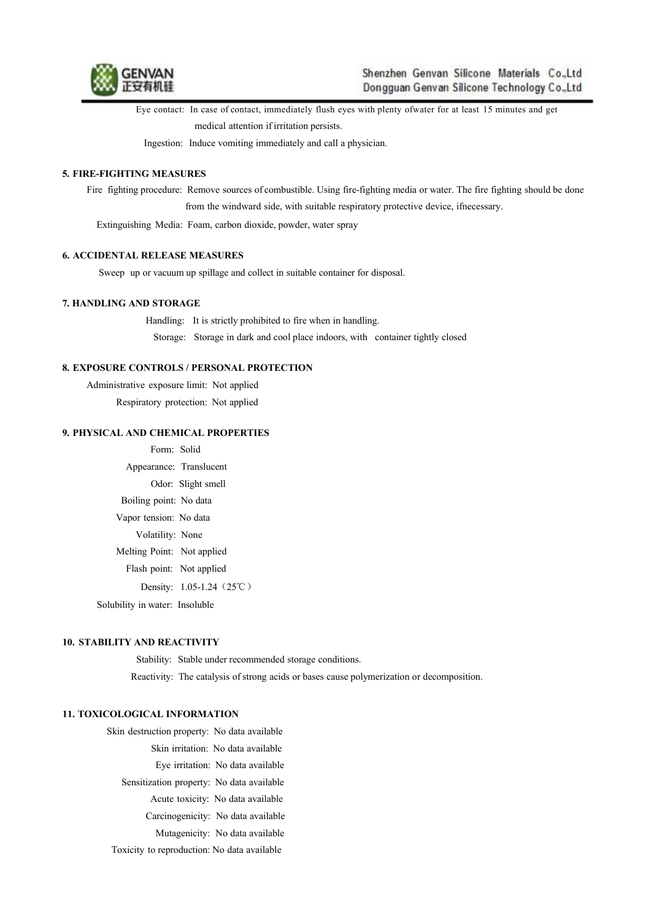Eye contact: In case of contact, immediately flush eyes with plenty ofwater for at least 15 minutes and get medical attention if irritation persists.

Ingestion: Induce vomiting immediately and call a physician.

**5. FIRE-FIGHTING MEASURES**

Fire fighting procedure: Remove sources of combustible. Using fire-fighting media or water. The fire fighting should be done from the windward side, with suitable respiratory protective device, ifnecessary.

Extinguishing Media: Foam, carbon dioxide, powder, water spray

**6. ACCIDENTAL RELEASE MEASURES**

Sweep up or vacuum up spillage and collect in suitable container for disposal.

**7. HANDLING AND STORAGE**

Handling: It is strictly prohibited to fire when in handling.

Storage: Storage in dark and cool place indoors, with container tightly closed

**8. EXPOSURE CONTROLS / PERSONAL PROTECTION**

Administrative exposure limit: Not applied

Respiratory protection: Not applied

**9. PHYSICAL AND CHEMICAL PROPERTIES**

Form: Solid

Appearance: Translucent

Odor: Slight smell

Boiling point: No data

Vapor tension: No data

Volatility: None

Melting Point: Not applied

Flash point: Not applied

Density: 1.05-1.24（25℃）

Solubility in water: Insoluble

**10. STABILITY AND REACTIVITY**

Stability: Stable under recommended storage conditions.

Reactivity: The catalysis of strong acids or bases cause polymerization or decomposition.

**11. TOXICOLOGICAL INFORMATION**

Skin destruction property: No data available

Skin irritation: No data available

Eye irritation: No data available

Sensitization property: No data available

Acute toxicity: No data available

Carcinogenicity: No data available

Mutagenicity: No data available

Toxicity to reproduction: No data available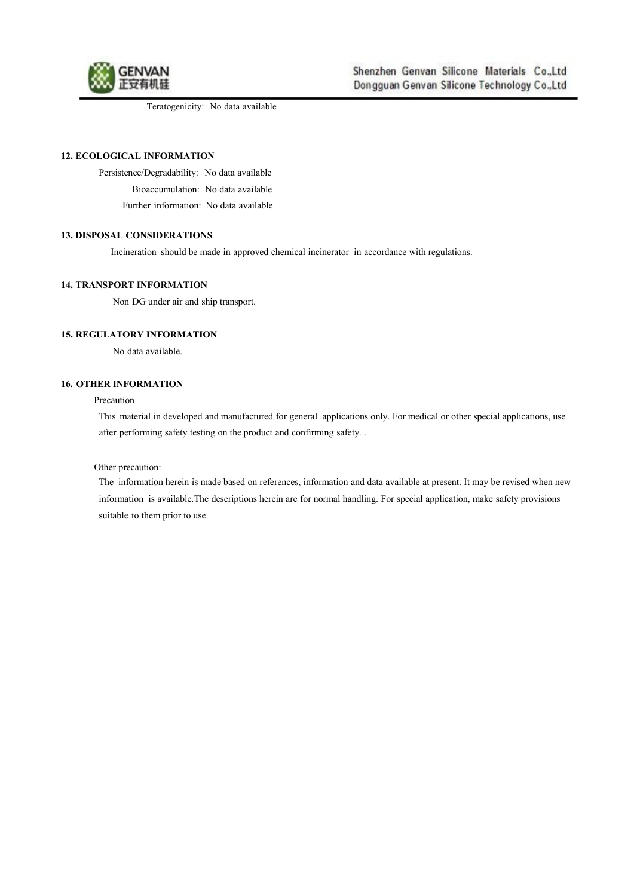Teratogenicity: No data available

## 12. ECOLOGICAL INFORMATION

Persistence/Degradability: No data available

Bioaccumulation: No data available

Further information: No data available

## 13. DISPOSAL CONSIDERATIONS

Incineration should be made in approved chemical incinerator in accordance with regulations.

## 14. TRANSPORT INFORMATION

Non DG under air and ship transport.

## 15. REGULATORY INFORMATION

No data available.

## 16. OTHER INFORMATION

Precaution

This material in developed and manufactured for general applications only. For medical or other special applications, use after performing safety testing on the product and confirming safety. .

Other precaution:

The information herein is made based on references, information and data available at present. It may be revised when new information is available.The descriptions herein are for normal handling. For special application, make safety provisions suitable to them prior to use.